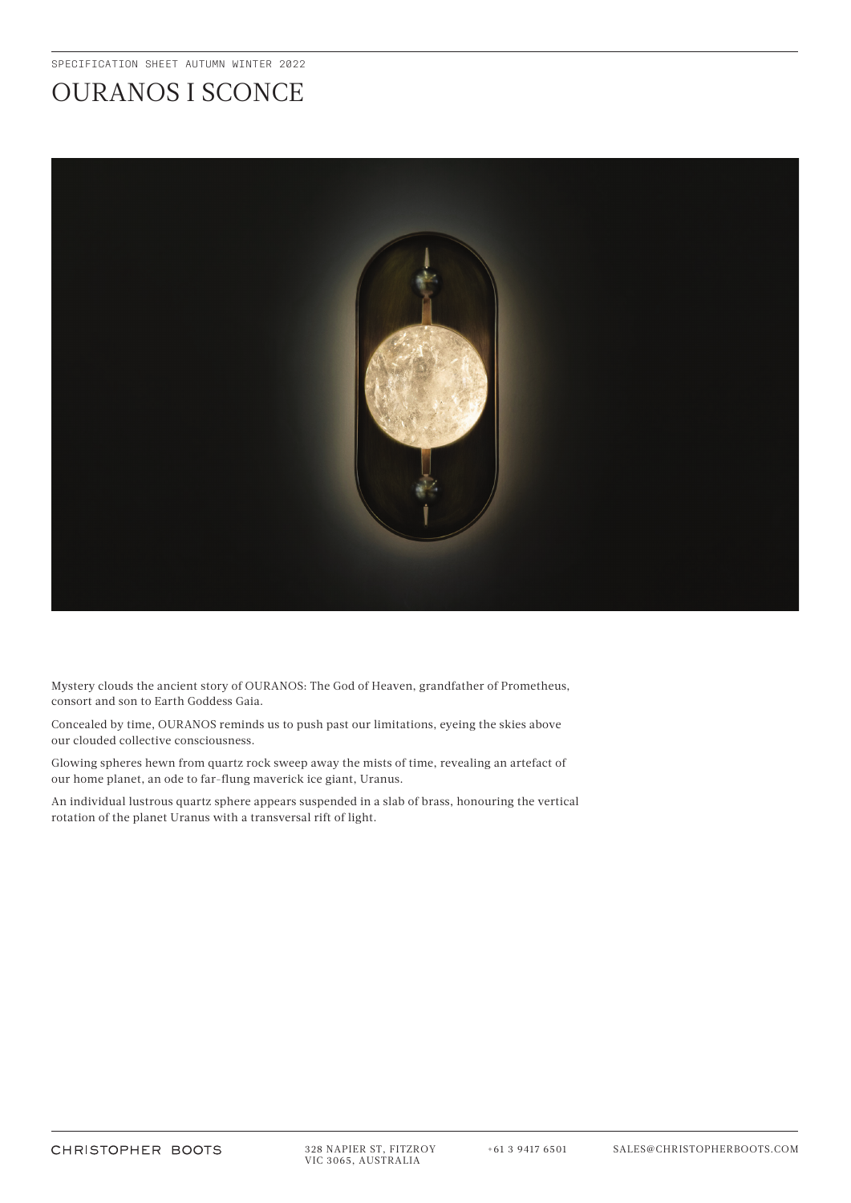SPECIFICATION SHEET AUTUMN WINTER 2022

# OURANOS I SCONCE

Mystery clouds the ancient story of OURANOS: The God of Heaven, grandfather of Prometheus, consort and son to Earth Goddess Gaia.

Concealed by time, OURANOS reminds us to push past our limitations, eyeing the skies above our clouded collective consciousness.

Glowing spheres hewn from quartz rock sweep away the mists of time, revealing an artefact of our home planet, an ode to far-flung maverick ice giant, Uranus.

An individual lustrous quartz sphere appears suspended in a slab of brass, honouring the vertical rotation of the planet Uranus with a transversal rift of light.

CHRISTOPHER BOOTS

328 NAPIER ST, FITZROY VIC 3065, AUSTRALIA

+61 3 9417 6501

SALES@CHRISTOPHERBOOTS.COM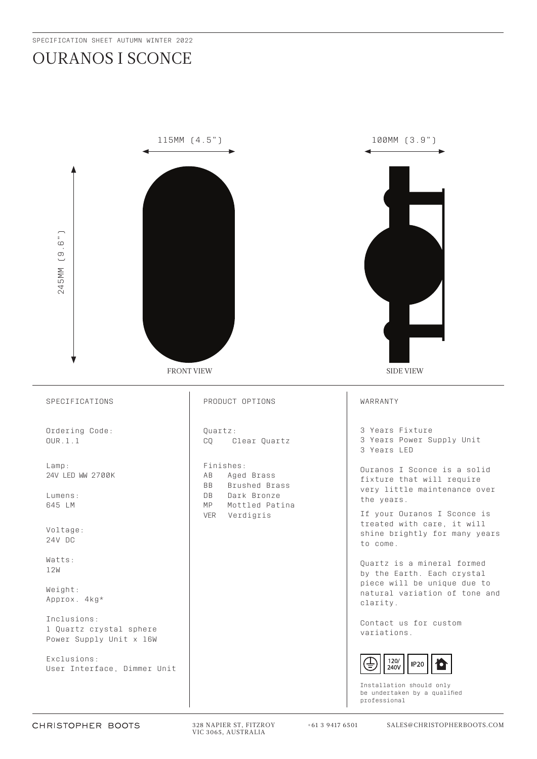SPECIFICATION SHEET AUTUMN WINTER 2022

# OURANOS I SCONCE

115MM (4.5")

100MM (3.9")

245MM (9.6")

FRONT VIEW

SIDE VIEW

## SPECIFICATIONS

Ordering Code:
OUR.1.1

Lamp:
24V LED WW 2700K

Lumens:
645 LM

Voltage:
24V DC

Watts:
12W

Weight:
Approx. 4kg*

Inclusions:
1 Quartz crystal sphere
Power Supply Unit x 16W

Exclusions:
User Interface, Dimmer Unit

## PRODUCT OPTIONS

Quartz:
CQ Clear Quartz

Finishes:
AB Aged Brass
BB Brushed Brass
DB Dark Bronze
MP Mottled Patina
VER Verdigris

## WARRANTY

3 Years Fixture
3 Years Power Supply Unit
3 Years LED

Ouranos I Sconce is a solid fixture that will require very little maintenance over the years.

If your Ouranos I Sconce is treated with care, it will shine brightly for many years to come.

Quartz is a mineral formed by the Earth. Each crystal piece will be unique due to natural variation of tone and clarity.

Contact us for custom variations.

120/240V IP20

Installation should only be undertaken by a qualified professional

CHRISTOPHER BOOTS 328 NAPIER ST, FITZROY VIC 3065, AUSTRALIA +61 3 9417 6501 SALES@CHRISTOPHERBOOTS.COM